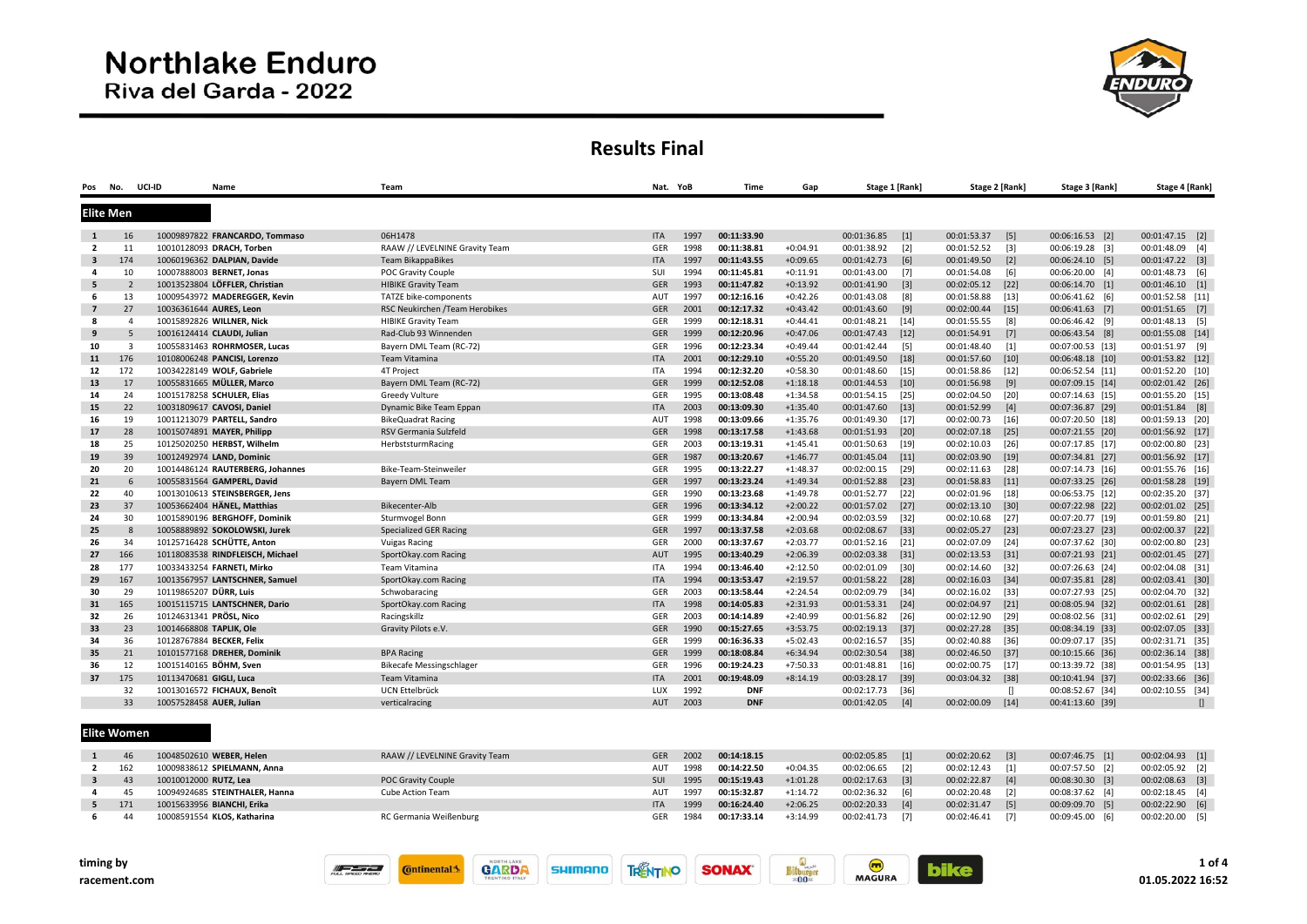# Northlake Enduro
## Riva del Garda - 2022

## Results Final

### Elite Men

| Pos | No. | UCI-ID | Name | Team | Nat. | YoB | Time | Gap | Stage 1 [Rank] | Stage 2 [Rank] | Stage 3 [Rank] | Stage 4 [Rank] |
|---|---|---|---|---|---|---|---|---|---|---|---|---|
| 1 | 16 | 10009897822 | **FRANCARDO, Tommaso** | 06H1478 | ITA | 1997 | **00:11:33.90** | | 00:01:36.85 [1] | 00:01:53.37 [5] | 00:06:16.53 [2] | 00:01:47.15 [2] |
| 2 | 11 | 10010128093 | **DRACH, Torben** | RAAW // LEVELNINE Gravity Team | GER | 1998 | **00:11:38.81** | +00:04.91 | 00:01:38.92 [2] | 00:01:52.52 [3] | 00:06:19.28 [3] | 00:01:48.09 [4] |
| 3 | 174 | 10060196362 | **DALPIAN, Davide** | Team BikappaBikes | ITA | 1997 | **00:11:43.55** | +0:09.65 | 00:01:42.73 [6] | 00:01:49.50 [2] | 00:06:24.10 [5] | 00:01:47.22 [3] |
| 4 | 10 | 10007888003 | **BERNET, Jonas** | POC Gravity Couple | SUI | 1994 | **00:11:45.81** | +0:11.91 | 00:01:43.00 [7] | 00:01:54.08 [6] | 00:06:20.00 [4] | 00:01:48.73 [6] |
| 5 | 2 | 10013523804 | **LÖFFLER, Christian** | HIBIKE Gravity Team | GER | 1993 | **00:11:47.82** | +0:13.92 | 00:01:41.90 [3] | 00:02:05.12 [22] | 00:06:14.70 [1] | 00:01:46.10 [1] |
| 6 | 13 | 10009543972 | **MADEREGGER, Kevin** | TATZE bike-components | AUT | 1997 | **00:12:16.16** | +0:42.26 | 00:01:43.08 [8] | 00:01:58.88 [13] | 00:06:41.62 [6] | 00:01:52.58 [11] |
| 7 | 27 | 10036361644 | **AURES, Leon** | RSC Neukirchen /Team Herobikes | GER | 2001 | **00:12:17.32** | +0:43.42 | 00:01:43.60 [9] | 00:02:00.44 [15] | 00:06:41.63 [7] | 00:01:51.65 [7] |
| 8 | 4 | 10015892826 | **WILLNER, Nick** | HIBIKE Gravity Team | GER | 1999 | **00:12:18.31** | +0:44.41 | 00:01:48.21 [14] | 00:01:55.55 [8] | 00:06:46.42 [9] | 00:01:48.13 [5] |
| 9 | 5 | 10016124414 | **CLAUDI, Julian** | Rad-Club 93 Winnenden | GER | 1999 | **00:12:20.96** | +0:47.06 | 00:01:47.43 [12] | 00:01:54.91 [7] | 00:06:43.54 [8] | 00:01:55.08 [14] |
| 10 | 3 | 10055831463 | **ROHRMOSER, Lucas** | Bayern DML Team (RC-72) | GER | 1996 | **00:12:23.34** | +0:49.44 | 00:01:42.44 [5] | 00:01:48.40 [1] | 00:07:00.53 [13] | 00:01:51.97 [9] |
| 11 | 176 | 10108006248 | **PANCISI, Lorenzo** | Team Vitamina | ITA | 2001 | **00:12:29.10** | +0:55.20 | 00:01:49.50 [18] | 00:01:57.60 [10] | 00:06:48.18 [10] | 00:01:53.82 [12] |
| 12 | 172 | 10034228149 | **WOLF, Gabriele** | 4T Project | ITA | 1994 | **00:12:32.20** | +0:58.30 | 00:01:48.60 [15] | 00:01:58.86 [12] | 00:06:52.54 [11] | 00:01:52.20 [10] |
| 13 | 17 | 10055831665 | **MÜLLER, Marco** | Bayern DML Team (RC-72) | GER | 1999 | **00:12:52.08** | +1:18.18 | 00:01:44.53 [10] | 00:01:56.98 [9] | 00:07:09.15 [14] | 00:02:01.42 [26] |
| 14 | 24 | 10015178258 | **SCHULER, Elias** | Greedy Vulture | GER | 1995 | **00:13:08.48** | +1:34.58 | 00:01:54.15 [25] | 00:02:04.50 [20] | 00:07:14.63 [15] | 00:01:55.20 [15] |
| 15 | 22 | 10031809617 | **CAVOSI, Daniel** | Dynamic Bike Team Eppan | ITA | 2003 | **00:13:09.30** | +1:35.40 | 00:01:47.60 [13] | 00:01:52.99 [4] | 00:07:36.87 [29] | 00:01:51.84 [8] |
| 16 | 19 | 10011213079 | **PARTELL, Sandro** | BikeQuadrat Racing | AUT | 1998 | **00:13:09.66** | +1:35.76 | 00:01:49.30 [17] | 00:02:00.73 [16] | 00:07:20.50 [18] | 00:01:59.13 [20] |
| 17 | 28 | 10015074891 | **MAYER, Philipp** | RSV Germania Sulzfeld | GER | 1998 | **00:13:17.58** | +1:43.68 | 00:01:51.93 [20] | 00:02:07.18 [25] | 00:07:21.55 [20] | 00:01:56.92 [17] |
| 18 | 25 | 10125020250 | **HERBST, Wilhelm** | HerbststurmRacing | GER | 2003 | **00:13:19.31** | +1:45.41 | 00:01:50.63 [19] | 00:02:10.03 [26] | 00:07:17.85 [17] | 00:02:00.80 [23] |
| 19 | 39 | 10012492974 | **LAND, Dominic** | | GER | 1987 | **00:13:20.67** | +1:46.77 | 00:01:45.04 [11] | 00:02:03.90 [19] | 00:07:34.81 [27] | 00:01:56.92 [17] |
| 20 | 20 | 10014486124 | **RAUTERBERG, Johannes** | Bike-Team-Steinweiler | GER | 1995 | **00:13:22.27** | +1:48.37 | 00:02:00.15 [29] | 00:02:11.63 [28] | 00:07:14.73 [16] | 00:01:55.76 [16] |
| 21 | 6 | 10055831564 | **GAMPERL, David** | Bayern DML Team | GER | 1997 | **00:13:23.24** | +1:49.34 | 00:01:52.88 [23] | 00:01:58.83 [11] | 00:07:33.25 [26] | 00:01:58.28 [19] |
| 22 | 40 | 10013010613 | **STEINSBERGER, Jens** | | GER | 1990 | **00:13:23.68** | +1:49.78 | 00:01:52.77 [22] | 00:02:01.96 [18] | 00:06:53.75 [12] | 00:02:35.20 [37] |
| 23 | 37 | 10053662404 | **HÄNEL, Matthias** | Bikecenter-Alb | GER | 1996 | **00:13:34.12** | +2:00.22 | 00:01:57.02 [27] | 00:02:13.10 [30] | 00:07:22.98 [22] | 00:02:01.02 [25] |
| 24 | 30 | 10015890196 | **BERGHOFF, Dominik** | Sturmvogel Bonn | GER | 1999 | **00:13:34.84** | +2:00.94 | 00:02:03.59 [32] | 00:02:10.68 [27] | 00:07:20.77 [19] | 00:01:59.80 [21] |
| 25 | 8 | 10058889892 | **SOKOLOWSKI, Jurek** | Specialized GER Racing | GER | 1997 | **00:13:37.58** | +2:03.68 | 00:02:08.67 [33] | 00:02:05.27 [23] | 00:07:23.27 [23] | 00:02:00.37 [22] |
| 26 | 34 | 10125716428 | **SCHÜTTE, Anton** | Vuigas Racing | GER | 2000 | **00:13:37.67** | +2:03.77 | 00:01:52.16 [21] | 00:02:07.09 [24] | 00:07:37.62 [30] | 00:02:00.80 [23] |
| 27 | 166 | 10118083538 | **RINDFLEISCH, Michael** | SportOkay.com Racing | AUT | 1995 | **00:13:40.29** | +2:06.39 | 00:02:03.38 [31] | 00:02:13.53 [31] | 00:07:21.93 [21] | 00:02:01.45 [27] |
| 28 | 177 | 10033433254 | **FARNETI, Mirko** | Team Vitamina | ITA | 1994 | **00:13:46.40** | +2:12.50 | 00:02:01.09 [30] | 00:02:14.60 [32] | 00:07:26.63 [24] | 00:02:04.08 [31] |
| 29 | 167 | 10013567957 | **LANTSCHNER, Samuel** | SportOkay.com Racing | ITA | 1994 | **00:13:53.47** | +2:19.57 | 00:01:58.22 [28] | 00:02:16.03 [34] | 00:07:35.81 [28] | 00:02:03.41 [30] |
| 30 | 29 | 10119865207 | **DÜRR, Luis** | Schwobaracing | GER | 2003 | **00:13:58.44** | +2:24.54 | 00:02:09.79 [34] | 00:02:16.02 [33] | 00:07:27.93 [25] | 00:02:04.70 [32] |
| 31 | 165 | 10015115715 | **LANTSCHNER, Dario** | SportOkay.com Racing | ITA | 1998 | **00:14:05.83** | +2:31.93 | 00:01:53.31 [24] | 00:02:04.97 [21] | 00:08:05.94 [32] | 00:02:01.61 [28] |
| 32 | 26 | 10124631341 | **PRÖSL, Nico** | Racingskillz | GER | 2003 | **00:14:14.89** | +2:40.99 | 00:01:56.82 [26] | 00:02:12.90 [29] | 00:08:02.56 [31] | 00:02:02.61 [29] |
| 33 | 23 | 10014668808 | **TAPLIK, Ole** | Gravity Pilots e.V. | GER | 1990 | **00:15:27.65** | +3:53.75 | 00:02:19.13 [37] | 00:02:27.28 [35] | 00:08:34.19 [33] | 00:02:07.05 [33] |
| 34 | 36 | 10128767884 | **BECKER, Felix** | | GER | 1999 | **00:16:36.33** | +5:02.43 | 00:02:16.57 [35] | 00:02:40.88 [36] | 00:09:07.17 [35] | 00:02:31.71 [35] |
| 35 | 21 | 10101577168 | **DREHER, Dominik** | BPA Racing | GER | 1999 | **00:18:08.84** | +6:34.94 | 00:02:30.54 [38] | 00:02:46.50 [37] | 00:10:15.66 [36] | 00:02:36.14 [38] |
| 36 | 12 | 10015140165 | **BÖHM, Sven** | Bikecafe Messingschlager | GER | 1996 | **00:19:24.23** | +7:50.33 | 00:01:48.81 [16] | 00:02:00.75 [17] | 00:13:39.72 [38] | 00:01:54.95 [13] |
| 37 | 175 | 10113470681 | **GIGLI, Luca** | Team Vitamina | ITA | 2001 | **00:19:48.09** | +8:14.19 | 00:03:28.17 [39] | 00:03:04.32 [38] | 00:10:41.94 [37] | 00:02:33.66 [36] |
| | 32 | 10013016572 | **FICHAUX, Benoît** | UCN Ettelbrück | LUX | 1992 | **DNF** | | 00:02:17.73 [36] | [] | 00:08:52.67 [34] | 00:02:10.55 [34] |
| | 33 | 10057528458 | **AUER, Julian** | verticalracing | AUT | 2003 | **DNF** | | 00:01:42.05 [4] | 00:02:00.09 [14] | 00:41:13.60 [39] | [] |

### Elite Women

| Pos | No. | UCI-ID | Name | Team | Nat. | YoB | Time | Gap | Stage 1 [Rank] | Stage 2 [Rank] | Stage 3 [Rank] | Stage 4 [Rank] |
|---|---|---|---|---|---|---|---|---|---|---|---|---|
| 1 | 46 | 10048502610 | **WEBER, Helen** | RAAW // LEVELNINE Gravity Team | GER | 2002 | **00:14:18.15** | | 00:02:05.85 [1] | 00:02:20.62 [3] | 00:07:46.75 [1] | 00:02:04.93 [1] |
| 2 | 162 | 10009838612 | **SPIELMANN, Anna** | | AUT | 1998 | **00:14:22.50** | +0:04.35 | 00:02:06.65 [2] | 00:02:12.43 [1] | 00:07:57.50 [2] | 00:02:05.92 [2] |
| 3 | 43 | 10010012000 | **RUTZ, Lea** | POC Gravity Couple | SUI | 1995 | **00:15:19.43** | +1:01.28 | 00:02:17.63 [3] | 00:02:22.87 [4] | 00:08:30.30 [3] | 00:02:08.63 [3] |
| 4 | 45 | 10094924685 | **STEINTHALER, Hanna** | Cube Action Team | AUT | 1997 | **00:15:32.87** | +1:14.72 | 00:02:36.32 [6] | 00:02:20.48 [2] | 00:08:37.62 [4] | 00:02:18.45 [4] |
| 5 | 171 | 10015633956 | **BIANCHI, Erika** | | ITA | 1999 | **00:16:24.40** | +2:06.25 | 00:02:20.33 [4] | 00:02:31.47 [5] | 00:09:09.70 [5] | 00:02:22.90 [6] |
| 6 | 44 | 10008591554 | **KLOS, Katharina** | RC Germania Weißenburg | GER | 1984 | **00:17:33.14** | +3:14.99 | 00:02:41.73 [7] | 00:02:46.41 [7] | 00:09:45.00 [6] | 00:02:20.00 [5] |

timing by racement.com

01.05.2022 16:52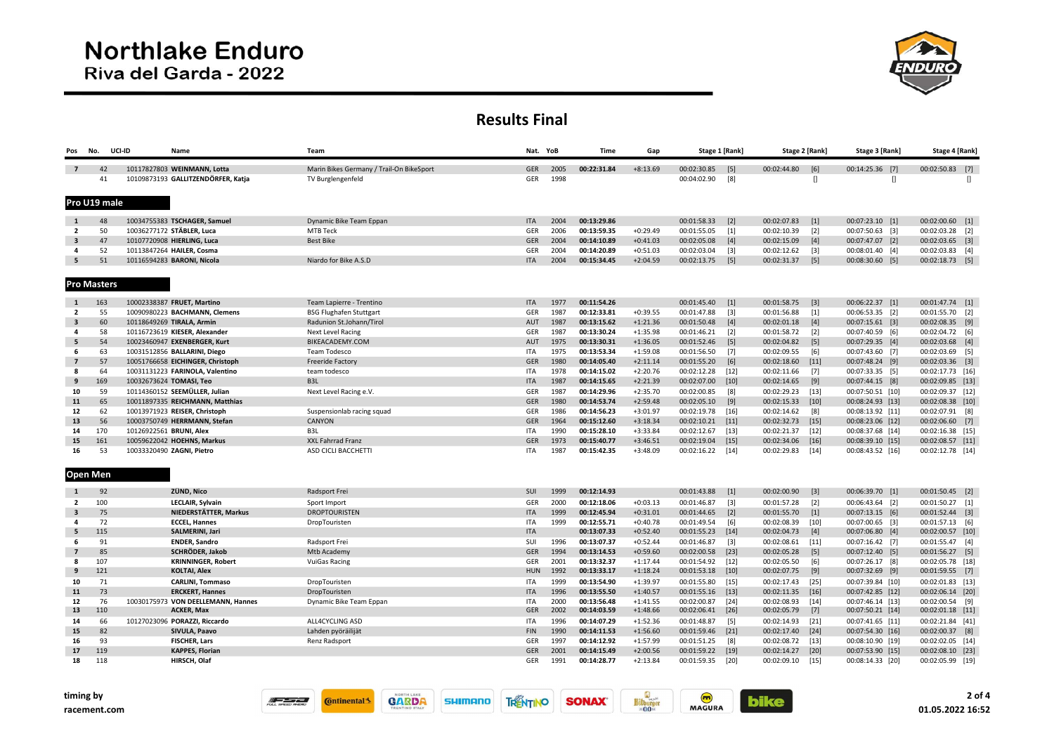# Northlake Enduro
## Riva del Garda - 2022

## Results Final

| Pos | No. | UCI-ID | Name | Team | Nat. | YoB | Time | Gap | Stage 1 [Rank] | Stage 2 [Rank] | Stage 3 [Rank] | Stage 4 [Rank] |
|---|---|---|---|---|---|---|---|---|---|---|---|---|
| 7 | 42 | 10117827803 | **WEINMANN, Lotta** | Marin Bikes Germany / Trail-On BikeSport | GER | 2005 | **00:22:31.84** | +8:13.69 | 00:02:30.85 [5] | 00:02:44.80 [6] | 00:14:25.36 [7] | 00:02:50.83 [7] |
| | 41 | 10109873193 | **GALLITZENDÖRFER, Katja** | TV Burglengenfeld | GER | 1998 | | | 00:04:02.90 [8] | [] | [] | [] |

### Pro U19 male

| Pos | No. | UCI-ID | Name | Team | Nat. | YoB | Time | Gap | Stage 1 [Rank] | Stage 2 [Rank] | Stage 3 [Rank] | Stage 4 [Rank] |
|---|---|---|---|---|---|---|---|---|---|---|---|---|
| 1 | 48 | 10034755383 | **TSCHAGER, Samuel** | Dynamic Bike Team Eppan | ITA | 2004 | **00:13:29.86** | | 00:01:58.33 [2] | 00:02:07.83 [1] | 00:07:23.10 [1] | 00:02:00.60 [1] |
| 2 | 50 | 10036277172 | **STÄBLER, Luca** | MTB Teck | GER | 2006 | **00:13:59.35** | +0:29.49 | 00:01:55.05 [1] | 00:02:10.39 [2] | 00:07:50.63 [3] | 00:02:03.28 [2] |
| 3 | 47 | 10107720908 | **HIERLING, Luca** | Best Bike | GER | 2004 | **00:14:10.89** | +0:41.03 | 00:02:05.08 [4] | 00:02:15.09 [4] | 00:07:47.07 [2] | 00:02:03.65 [3] |
| 4 | 52 | 10113847264 | **HAILER, Cosma** | | GER | 2004 | **00:14:20.89** | +0:51.03 | 00:02:03.04 [3] | 00:02:12.62 [3] | 00:08:01.40 [4] | 00:02:03.83 [4] |
| 5 | 51 | 10116594283 | **BARONI, Nicola** | Niardo for Bike A.S.D | ITA | 2004 | **00:15:34.45** | +2:04.59 | 00:02:13.75 [5] | 00:02:31.37 [5] | 00:08:30.60 [5] | 00:02:18.73 [5] |

### Pro Masters

| Pos | No. | UCI-ID | Name | Team | Nat. | YoB | Time | Gap | Stage 1 [Rank] | Stage 2 [Rank] | Stage 3 [Rank] | Stage 4 [Rank] |
|---|---|---|---|---|---|---|---|---|---|---|---|---|
| 1 | 163 | 10002338387 | **FRUET, Martino** | Team Lapierre - Trentino | ITA | 1977 | **00:11:54.26** | | 00:01:45.40 [1] | 00:01:58.75 [3] | 00:06:22.37 [1] | 00:01:47.74 [1] |
| 2 | 55 | 10090980223 | **BACHMANN, Clemens** | BSG Flughafen Stuttgart | GER | 1987 | **00:12:33.81** | +0:39.55 | 00:01:47.88 [3] | 00:01:56.88 [1] | 00:06:53.35 [2] | 00:01:55.70 [2] |
| 3 | 60 | 10118649269 | **TIRALA, Armin** | Radunion St.Johann/Tirol | AUT | 1987 | **00:13:15.62** | +1:21.36 | 00:01:50.48 [4] | 00:02:01.18 [4] | 00:07:15.61 [3] | 00:02:08.35 [9] |
| 4 | 58 | 10116723619 | **KIESER, Alexander** | Next Level Racing | GER | 1987 | **00:13:30.24** | +1:35.98 | 00:01:46.21 [2] | 00:01:58.72 [2] | 00:07:40.59 [6] | 00:02:04.72 [6] |
| 5 | 54 | 10023460947 | **EXENBERGER, Kurt** | BIKEACADEMY.COM | AUT | 1975 | **00:13:30.31** | +1:36.05 | 00:01:52.46 [5] | 00:02:04.82 [5] | 00:07:29.35 [4] | 00:02:03.68 [4] |
| 6 | 63 | 10031512856 | **BALLARINI, Diego** | Team Todesco | ITA | 1975 | **00:13:53.34** | +1:59.08 | 00:01:56.50 [7] | 00:02:09.55 [6] | 00:07:43.60 [7] | 00:02:03.69 [5] |
| 7 | 57 | 10051766658 | **EICHINGER, Christoph** | Freeride Factory | GER | 1980 | **00:14:05.40** | +2:11.14 | 00:01:55.20 [6] | 00:02:18.60 [11] | 00:07:48.24 [9] | 00:02:03.36 [3] |
| 8 | 64 | 10031131223 | **FARINOLA, Valentino** | team todesco | ITA | 1978 | **00:14:15.02** | +2:20.76 | 00:02:12.28 [12] | 00:02:11.66 [7] | 00:07:33.35 [5] | 00:02:17.73 [16] |
| 9 | 169 | 10032673624 | **TOMASI, Teo** | B3L | ITA | 1987 | **00:14:15.65** | +2:21.39 | 00:02:07.00 [10] | 00:02:14.65 [9] | 00:07:44.15 [8] | 00:02:09.85 [13] |
| 10 | 59 | 10114360152 | **SEEMÜLLER, Julian** | Next Level Racing e.V. | GER | 1987 | **00:14:29.96** | +2:35.70 | 00:02:00.85 [8] | 00:02:29.23 [13] | 00:07:50.51 [10] | 00:02:09.37 [12] |
| 11 | 65 | 10011897335 | **REICHMANN, Matthias** | | GER | 1980 | **00:14:53.74** | +2:59.48 | 00:02:05.10 [9] | 00:02:15.33 [10] | 00:08:24.93 [13] | 00:02:08.38 [10] |
| 12 | 62 | 10013971923 | **REISER, Christoph** | Suspensionlab racing squad | GER | 1986 | **00:14:56.23** | +3:01.97 | 00:02:19.78 [16] | 00:02:14.62 [8] | 00:08:13.92 [11] | 00:02:07.91 [8] |
| 13 | 56 | 10003750749 | **HERRMANN, Stefan** | CANYON | GER | 1964 | **00:15:12.60** | +3:18.34 | 00:02:10.21 [11] | 00:02:32.73 [15] | 00:08:23.06 [12] | 00:02:06.60 [7] |
| 14 | 170 | 10126922561 | **BRUNI, Alex** | B3L | ITA | 1990 | **00:15:28.10** | +3:33.84 | 00:02:12.67 [13] | 00:02:21.37 [12] | 00:08:37.68 [14] | 00:02:16.38 [15] |
| 15 | 161 | 10059622042 | **HOEHNS, Markus** | XXL Fahrrad Franz | GER | 1973 | **00:15:40.77** | +3:46.51 | 00:02:19.04 [15] | 00:02:34.06 [16] | 00:08:39.10 [15] | 00:02:08.57 [11] |
| 16 | 53 | 10033320490 | **ZAGNI, Pietro** | ASD CICLI BACCHETTI | ITA | 1987 | **00:15:42.35** | +3:48.09 | 00:02:16.22 [14] | 00:02:29.83 [14] | 00:08:43.52 [16] | 00:02:12.78 [14] |

### Open Men

| Pos | No. | UCI-ID | Name | Team | Nat. | YoB | Time | Gap | Stage 1 [Rank] | Stage 2 [Rank] | Stage 3 [Rank] | Stage 4 [Rank] |
|---|---|---|---|---|---|---|---|---|---|---|---|---|
| 1 | 92 | | **ZÜND, Nico** | Radsport Frei | SUI | 1999 | **00:12:14.93** | | 00:01:43.88 [1] | 00:02:00.90 [3] | 00:06:39.70 [1] | 00:01:50.45 [2] |
| 2 | 100 | | **LECLAIR, Sylvain** | Sport Import | GER | 2000 | **00:12:18.06** | +0:03.13 | 00:01:46.87 [3] | 00:01:57.28 [2] | 00:06:43.64 [2] | 00:01:50.27 [1] |
| 3 | 75 | | **NIEDERSTÄTTER, Markus** | DROPTOURISTEN | ITA | 1999 | **00:12:45.94** | +0:31.01 | 00:01:44.65 [2] | 00:01:55.70 [1] | 00:07:13.15 [6] | 00:01:52.44 [3] |
| 4 | 72 | | **ECCEL, Hannes** | DropTouristen | ITA | 1999 | **00:12:55.71** | +0:40.78 | 00:01:49.54 [6] | 00:02:08.39 [10] | 00:07:00.65 [3] | 00:01:57.13 [6] |
| 5 | 115 | | **SALMERINI, Jari** | | ITA | | **00:13:07.33** | +0:52.40 | 00:01:55.23 [14] | 00:02:04.73 [4] | 00:07:06.80 [4] | 00:02:00.57 [10] |
| 6 | 91 | | **ENDER, Sandro** | Radsport Frei | SUI | 1996 | **00:13:07.37** | +0:52.44 | 00:01:46.87 [3] | 00:02:08.61 [11] | 00:07:16.42 [7] | 00:01:55.47 [4] |
| 7 | 85 | | **SCHRÖDER, Jakob** | Mtb Academy | GER | 1994 | **00:13:14.53** | +0:59.60 | 00:02:00.58 [23] | 00:02:05.28 [5] | 00:07:12.40 [5] | 00:01:56.27 [5] |
| 8 | 107 | | **KRINNINGER, Robert** | VuiGas Racing | GER | 2001 | **00:13:32.37** | +1:17.44 | 00:01:54.92 [12] | 00:02:05.50 [6] | 00:07:26.17 [8] | 00:02:05.78 [18] |
| 9 | 121 | | **KOLTAI, Alex** | | HUN | 1992 | **00:13:33.17** | +1:18.24 | 00:01:53.18 [10] | 00:02:07.75 [9] | 00:07:32.69 [9] | 00:01:59.55 [7] |
| 10 | 71 | | **CARLINI, Tommaso** | DropTouristen | ITA | 1999 | **00:13:54.90** | +1:39.97 | 00:01:55.80 [15] | 00:02:17.43 [25] | 00:07:39.84 [10] | 00:02:01.83 [13] |
| 11 | 73 | | **ERCKERT, Hannes** | DropTouristen | ITA | 1996 | **00:13:55.50** | +1:40.57 | 00:01:55.16 [13] | 00:02:11.35 [16] | 00:07:42.85 [12] | 00:02:06.14 [20] |
| 12 | 76 | 10030175973 | **VON DEELLEMANN, Hannes** | Dynamic Bike Team Eppan | ITA | 2000 | **00:13:56.48** | +1:41.55 | 00:02:00.87 [24] | 00:02:08.93 [14] | 00:07:46.14 [13] | 00:02:00.54 [9] |
| 13 | 110 | | **ACKER, Max** | | GER | 2002 | **00:14:03.59** | +1:48.66 | 00:02:06.41 [26] | 00:02:05.79 [7] | 00:07:50.21 [14] | 00:02:01.18 [11] |
| 14 | 66 | 10127023096 | **PORAZZI, Riccardo** | ALL4CYCLING ASD | ITA | 1996 | **00:14:07.29** | +1:52.36 | 00:01:48.87 [5] | 00:02:14.93 [21] | 00:07:41.65 [11] | 00:02:21.84 [41] |
| 15 | 82 | | **SIVULA, Paavo** | Lahden pyöräilijät | FIN | 1990 | **00:14:11.53** | +1:56.60 | 00:01:59.46 [21] | 00:02:17.40 [24] | 00:07:54.30 [16] | 00:02:00.37 [8] |
| 16 | 93 | | **FISCHER, Lars** | Renz Radsport | GER | 1997 | **00:14:12.92** | +1:57.99 | 00:01:51.25 [8] | 00:02:08.72 [13] | 00:08:10.90 [19] | 00:02:02.05 [14] |
| 17 | 119 | | **KAPPES, Florian** | | GER | 2001 | **00:14:15.49** | +2:00.56 | 00:01:59.22 [19] | 00:02:14.27 [20] | 00:07:53.90 [15] | 00:02:08.10 [23] |
| 18 | 118 | | **HIRSCH, Olaf** | | GER | 1991 | **00:14:28.77** | +2:13.84 | 00:01:59.35 [20] | 00:02:09.10 [15] | 00:08:14.33 [20] | 00:02:05.99 [19] |

timing by racement.com

01.05.2022 16:52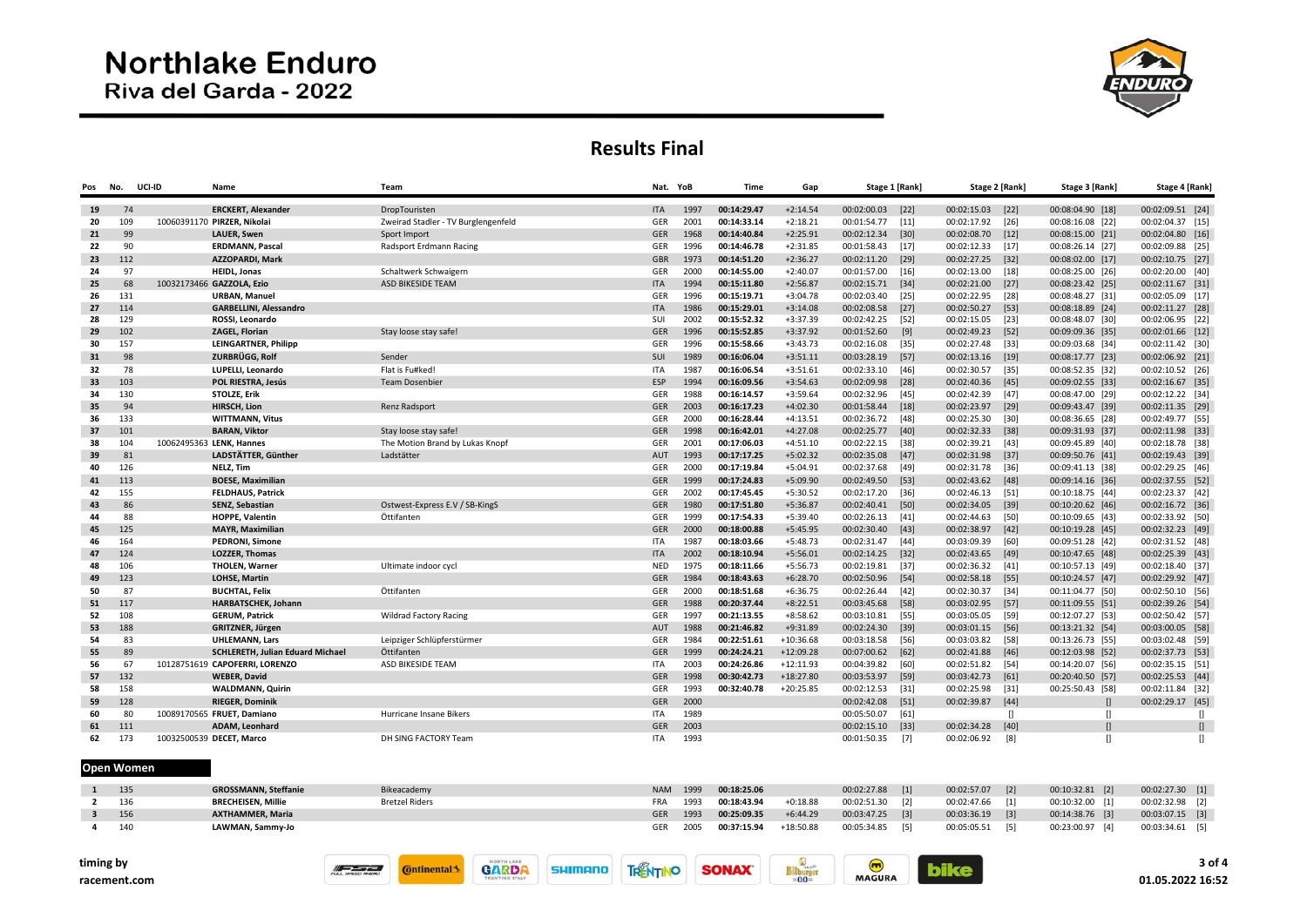# Northlake Enduro
## Riva del Garda - 2022

## Results Final

| Pos | No. | UCI-ID | Name | Team | Nat. | YoB | Time | Gap | Stage 1 [Rank] | Stage 2 [Rank] | Stage 3 [Rank] | Stage 4 [Rank] |
|---|---|---|---|---|---|---|---|---|---|---|---|---|
| 19 | 74 | | ERCKERT, Alexander | DropTouristen | ITA | 1997 | 00:14:29.47 | +2:14.54 | 00:02:00.03 [22] | 00:02:15.03 [22] | 00:08:04.90 [18] | 00:02:09.51 [24] |
| 20 | 109 | 10060391170 | PIRZER, Nikolai | Zweirad Stadler - TV Burglengenfeld | GER | 2001 | 00:14:33.14 | +2:18.21 | 00:01:54.77 [11] | 00:02:17.92 [26] | 00:08:16.08 [22] | 00:02:04.37 [15] |
| 21 | 99 | | LAUER, Swen | Sport Import | GER | 1968 | 00:14:40.84 | +2:25.91 | 00:02:12.34 [30] | 00:02:08.70 [12] | 00:08:15.00 [21] | 00:02:04.80 [16] |
| 22 | 90 | | ERDMANN, Pascal | Radsport Erdmann Racing | GER | 1996 | 00:14:46.78 | +2:31.85 | 00:01:58.43 [17] | 00:02:12.33 [17] | 00:08:26.14 [27] | 00:02:09.88 [25] |
| 23 | 112 | | AZZOPARDI, Mark | | GBR | 1973 | 00:14:51.20 | +2:36.27 | 00:02:11.20 [29] | 00:02:27.25 [32] | 00:08:02.00 [17] | 00:02:10.75 [27] |
| 24 | 97 | | HEIDL, Jonas | Schaltwerk Schwaigern | GER | 2000 | 00:14:55.00 | +2:40.07 | 00:01:57.00 [16] | 00:02:13.00 [18] | 00:08:25.00 [26] | 00:02:20.00 [40] |
| 25 | 68 | 10032173466 | GAZZOLA, Ezio | ASD BIKESIDE TEAM | ITA | 1994 | 00:15:11.80 | +2:56.87 | 00:02:15.71 [34] | 00:02:21.00 [27] | 00:08:23.42 [25] | 00:02:11.67 [31] |
| 26 | 131 | | URBAN, Manuel | | GER | 1996 | 00:15:19.71 | +3:04.78 | 00:02:03.40 [25] | 00:02:22.95 [28] | 00:08:48.27 [31] | 00:02:05.09 [17] |
| 27 | 114 | | GARBELLINI, Alessandro | | ITA | 1986 | 00:15:29.01 | +3:14.08 | 00:02:08.58 [27] | 00:02:50.27 [53] | 00:08:18.89 [24] | 00:02:11.27 [28] |
| 28 | 129 | | ROSSI, Leonardo | | SUI | 2002 | 00:15:52.32 | +3:37.39 | 00:02:42.25 [52] | 00:02:15.05 [23] | 00:08:48.07 [30] | 00:02:06.95 [22] |
| 29 | 102 | | ZAGEL, Florian | Stay loose stay safe! | GER | 1996 | 00:15:52.85 | +3:37.92 | 00:01:52.60 [9] | 00:02:49.23 [52] | 00:09:09.36 [35] | 00:02:01.66 [12] |
| 30 | 157 | | LEINGARTNER, Philipp | | GER | 1996 | 00:15:58.66 | +3:43.73 | 00:02:16.08 [35] | 00:02:27.48 [33] | 00:09:03.68 [34] | 00:02:11.42 [30] |
| 31 | 98 | | ZURBRÜGG, Rolf | Sender | SUI | 1989 | 00:16:06.04 | +3:51.11 | 00:03:28.19 [57] | 00:02:13.16 [19] | 00:08:17.77 [23] | 00:02:06.92 [21] |
| 32 | 78 | | LUPELLI, Leonardo | Flat is Fu#ked! | ITA | 1987 | 00:16:06.54 | +3:51.61 | 00:02:33.10 [46] | 00:02:30.57 [35] | 00:08:52.35 [32] | 00:02:10.52 [26] |
| 33 | 103 | | POL RIESTRA, Jesús | Team Dosenbier | ESP | 1994 | 00:16:09.56 | +3:54.63 | 00:02:09.98 [28] | 00:02:40.36 [45] | 00:09:02.55 [33] | 00:02:16.67 [35] |
| 34 | 130 | | STOLZE, Erik | | GER | 1988 | 00:16:14.57 | +3:59.64 | 00:02:32.96 [45] | 00:02:42.39 [47] | 00:08:47.00 [29] | 00:02:12.22 [34] |
| 35 | 94 | | HIRSCH, Lion | Renz Radsport | GER | 2003 | 00:16:17.23 | +4:02.30 | 00:01:58.44 [18] | 00:02:23.97 [29] | 00:09:43.47 [39] | 00:02:11.35 [29] |
| 36 | 133 | | WITTMANN, Vitus | | GER | 2000 | 00:16:28.44 | +4:13.51 | 00:02:36.72 [48] | 00:02:25.30 [30] | 00:08:36.65 [28] | 00:02:49.77 [55] |
| 37 | 101 | | BARAN, Viktor | Stay loose stay safe! | GER | 1998 | 00:16:42.01 | +4:27.08 | 00:02:25.77 [40] | 00:02:32.33 [38] | 00:09:31.93 [37] | 00:02:11.98 [33] |
| 38 | 104 | 10062495363 | LENK, Hannes | The Motion Brand by Lukas Knopf | GER | 2001 | 00:17:06.03 | +4:51.10 | 00:02:22.15 [38] | 00:02:39.21 [43] | 00:09:45.89 [40] | 00:02:18.78 [38] |
| 39 | 81 | | LADSTÄTTER, Günther | Ladstätter | AUT | 1993 | 00:17:17.25 | +5:02.32 | 00:02:35.08 [47] | 00:02:31.98 [37] | 00:09:50.76 [41] | 00:02:19.43 [39] |
| 40 | 126 | | NELZ, Tim | | GER | 2000 | 00:17:19.84 | +5:04.91 | 00:02:37.68 [49] | 00:02:31.78 [36] | 00:09:41.13 [38] | 00:02:29.25 [46] |
| 41 | 113 | | BOESE, Maximilian | | GER | 1999 | 00:17:24.83 | +5:09.90 | 00:02:49.50 [53] | 00:02:43.62 [48] | 00:09:14.16 [36] | 00:02:37.55 [52] |
| 42 | 155 | | FELDHAUS, Patrick | | GER | 2002 | 00:17:45.45 | +5:30.52 | 00:02:17.20 [36] | 00:02:46.13 [51] | 00:10:18.75 [44] | 00:02:23.37 [42] |
| 43 | 86 | | SENZ, Sebastian | Ostwest-Express E.V / SB-KingS | GER | 1980 | 00:17:51.80 | +5:36.87 | 00:02:40.41 [50] | 00:02:34.05 [39] | 00:10:20.62 [46] | 00:02:16.72 [36] |
| 44 | 88 | | HOPPE, Valentin | Öttifanten | GER | 1999 | 00:17:54.33 | +5:39.40 | 00:02:26.13 [41] | 00:02:44.63 [50] | 00:10:09.65 [43] | 00:02:33.92 [50] |
| 45 | 125 | | MAYR, Maximilian | | GER | 2000 | 00:18:00.88 | +5:45.95 | 00:02:30.40 [43] | 00:02:38.97 [42] | 00:10:19.28 [45] | 00:02:32.23 [49] |
| 46 | 164 | | PEDRONI, Simone | | ITA | 1987 | 00:18:03.66 | +5:48.73 | 00:02:31.47 [44] | 00:03:09.39 [60] | 00:09:51.28 [42] | 00:02:31.52 [48] |
| 47 | 124 | | LOZZER, Thomas | | ITA | 2002 | 00:18:10.94 | +5:56.01 | 00:02:14.25 [32] | 00:02:43.65 [49] | 00:10:47.65 [48] | 00:02:25.39 [43] |
| 48 | 106 | | THOLEN, Warner | Ultimate indoor cycl | NED | 1975 | 00:18:11.66 | +5:56.73 | 00:02:19.81 [37] | 00:02:36.32 [41] | 00:10:57.13 [49] | 00:02:18.40 [37] |
| 49 | 123 | | LOHSE, Martin | | GER | 1984 | 00:18:43.63 | +6:28.70 | 00:02:50.96 [54] | 00:02:58.18 [55] | 00:10:24.57 [47] | 00:02:29.92 [47] |
| 50 | 87 | | BUCHTAL, Felix | Öttifanten | GER | 2000 | 00:18:51.68 | +6:36.75 | 00:02:26.44 [42] | 00:02:30.37 [34] | 00:11:04.77 [50] | 00:02:50.10 [56] |
| 51 | 117 | | HARBATSCHEK, Johann | | GER | 1988 | 00:20:37.44 | +8:22.51 | 00:03:45.68 [58] | 00:03:02.95 [57] | 00:11:09.55 [51] | 00:02:39.26 [54] |
| 52 | 108 | | GERUM, Patrick | Wildrad Factory Racing | GER | 1997 | 00:21:13.55 | +8:58.62 | 00:03:10.81 [55] | 00:03:05.05 [59] | 00:12:07.27 [53] | 00:02:50.42 [57] |
| 53 | 188 | | GRITZNER, Jürgen | | AUT | 1988 | 00:21:46.82 | +9:31.89 | 00:02:24.30 [39] | 00:03:01.15 [56] | 00:13:21.32 [54] | 00:03:00.05 [58] |
| 54 | 83 | | UHLEMANN, Lars | Leipziger Schlüpferstürmer | GER | 1984 | 00:22:51.61 | +10:36.68 | 00:03:18.58 [56] | 00:03:03.82 [58] | 00:13:26.73 [55] | 00:03:02.48 [59] |
| 55 | 89 | | SCHLERETH, Julian Eduard Michael | Öttifanten | GER | 1999 | 00:24:24.21 | +12:09.28 | 00:07:00.62 [62] | 00:02:41.88 [46] | 00:12:03.98 [52] | 00:02:37.73 [53] |
| 56 | 67 | 10128751619 | CAPOFERRI, LORENZO | ASD BIKESIDE TEAM | ITA | 2003 | 00:24:26.86 | +12:11.93 | 00:04:39.82 [60] | 00:02:51.82 [54] | 00:14:20.07 [56] | 00:02:35.15 [51] |
| 57 | 132 | | WEBER, David | | GER | 1998 | 00:30:42.73 | +18:27.80 | 00:03:53.97 [59] | 00:03:42.73 [61] | 00:20:40.50 [57] | 00:02:25.53 [44] |
| 58 | 158 | | WALDMANN, Quirin | | GER | 1993 | 00:32:40.78 | +20:25.85 | 00:02:12.53 [31] | 00:02:25.98 [31] | 00:25:50.43 [58] | 00:02:11.84 [32] |
| 59 | 128 | | RIEGER, Dominik | | GER | 2000 | | | 00:02:42.08 [51] | 00:02:39.87 [44] | [] | 00:02:29.17 [45] |
| 60 | 80 | 10089170565 | FRUET, Damiano | Hurricane Insane Bikers | ITA | 1989 | | | 00:05:50.07 [61] | [] | [] | [] |
| 61 | 111 | | ADAM, Leonhard | | GER | 2003 | | | 00:02:15.10 [33] | 00:02:34.28 [40] | [] | [] |
| 62 | 173 | 10032500539 | DECET, Marco | DH SING FACTORY Team | ITA | 1993 | | | 00:01:50.35 [7] | 00:02:06.92 [8] | [] | [] |

### Open Women

| Pos | No. | UCI-ID | Name | Team | Nat. | YoB | Time | Gap | Stage 1 [Rank] | Stage 2 [Rank] | Stage 3 [Rank] | Stage 4 [Rank] |
|---|---|---|---|---|---|---|---|---|---|---|---|---|
| 1 | 135 | | GROSSMANN, Steffanie | Bikeacademy | NAM | 1999 | 00:18:25.06 | | 00:02:27.88 [1] | 00:02:57.07 [2] | 00:10:32.81 [2] | 00:02:27.30 [1] |
| 2 | 136 | | BRECHEISEN, Millie | Bretzel Riders | FRA | 1993 | 00:18:43.94 | +0:18.88 | 00:02:51.30 [2] | 00:02:47.66 [1] | 00:10:32.00 [1] | 00:02:32.98 [2] |
| 3 | 156 | | AXTHAMMER, Maria | | GER | 1993 | 00:25:09.35 | +6:44.29 | 00:03:47.25 [3] | 00:03:36.19 [3] | 00:14:38.76 [3] | 00:03:07.15 [3] |
| 4 | 140 | | LAWMAN, Sammy-Jo | | GER | 2005 | 00:37:15.94 | +18:50.88 | 00:05:34.85 [5] | 00:05:05.51 [5] | 00:23:00.97 [4] | 00:03:34.61 [5] |

timing by racement.com

01.05.2022 16:52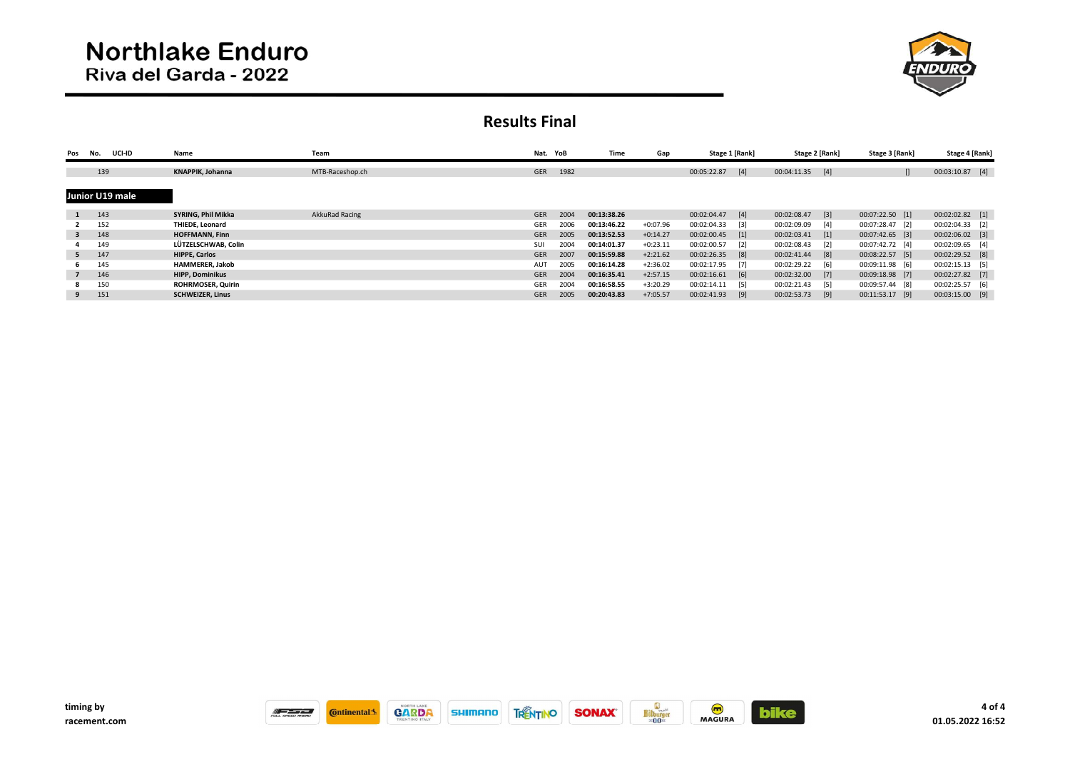# Northlake Enduro
## Riva del Garda - 2022

## Results Final

| Pos | No. | UCI-ID | Name | Team | Nat. | YoB | Time | Gap | Stage 1 [Rank] | | Stage 2 [Rank] | | Stage 3 [Rank] | | Stage 4 [Rank] | |
|---|---|---|---|---|---|---|---|---|---|---|---|---|---|---|---|---|
| | 139 | | **KNAPPIK, Johanna** | MTB-Raceshop.ch | GER | 1982 | | | 00:05:22.87 | [4] | 00:04:11.35 | [4] | | [] | 00:03:10.87 | [4] |
| **Junior U19 male** | | | | | | | | | | | | | | | | |
| 1 | 143 | | **SYRING, Phil Mikka** | AkkuRad Racing | GER | 2004 | **00:13:38.26** | | 00:02:04.47 | [4] | 00:02:08.47 | [3] | 00:07:22.50 | [1] | 00:02:02.82 | [1] |
| 2 | 152 | | **THIEDE, Leonard** | | GER | 2006 | **00:13:46.22** | +0:07.96 | 00:02:04.33 | [3] | 00:02:09.09 | [4] | 00:07:28.47 | [2] | 00:02:04.33 | [2] |
| 3 | 148 | | **HOFFMANN, Finn** | | GER | 2005 | **00:13:52.53** | +0:14.27 | 00:02:00.45 | [1] | 00:02:03.41 | [1] | 00:07:42.65 | [3] | 00:02:06.02 | [3] |
| 4 | 149 | | **LÜTZELSCHWAB, Colin** | | SUI | 2004 | **00:14:01.37** | +0:23.11 | 00:02:00.57 | [2] | 00:02:08.43 | [2] | 00:07:42.72 | [4] | 00:02:09.65 | [4] |
| 5 | 147 | | **HIPPE, Carlos** | | GER | 2007 | **00:15:59.88** | +2:21.62 | 00:02:26.35 | [8] | 00:02:41.44 | [8] | 00:08:22.57 | [5] | 00:02:29.52 | [8] |
| 6 | 145 | | **HAMMERER, Jakob** | | AUT | 2005 | **00:16:14.28** | +2:36.02 | 00:02:17.95 | [7] | 00:02:29.22 | [6] | 00:09:11.98 | [6] | 00:02:15.13 | [5] |
| 7 | 146 | | **HIPP, Dominikus** | | GER | 2004 | **00:16:35.41** | +2:57.15 | 00:02:16.61 | [6] | 00:02:32.00 | [7] | 00:09:18.98 | [7] | 00:02:27.82 | [7] |
| 8 | 150 | | **ROHRMOSER, Quirin** | | GER | 2004 | **00:16:58.55** | +3:20.29 | 00:02:14.11 | [5] | 00:02:21.43 | [5] | 00:09:57.44 | [8] | 00:02:25.57 | [6] |
| 9 | 151 | | **SCHWEIZER, Linus** | | GER | 2005 | **00:20:43.83** | +7:05.57 | 00:02:41.93 | [9] | 00:02:53.73 | [9] | 00:11:53.17 | [9] | 00:03:15.00 | [9] |

timing by racement.com

01.05.2022 16:52